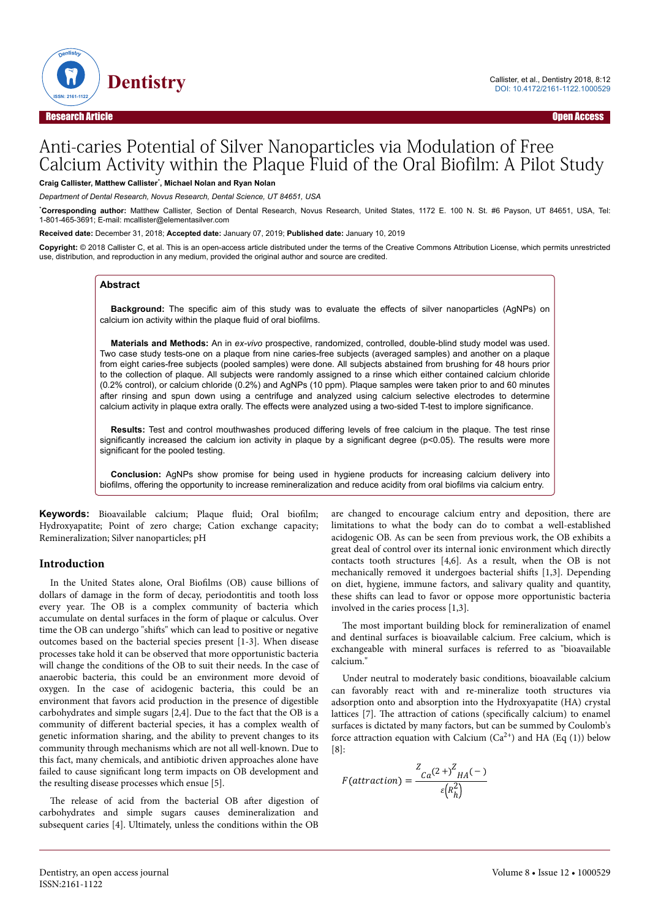Research Article | Open Access

# Anti-caries Potential of Silver Nanoparticles via Modulation of Free Calcium Activity within the Plaque Fluid of the Oral Biofilm: A Pilot Study

**Craig Callister, Matthew Callister\*, Michael Nolan and Ryan Nolan**

*Department of Dental Research, Novus Research, Dental Science, UT 84651, USA*

\***Corresponding author:** Matthew Callister, Section of Dental Research, Novus Research, United States, 1172 E. 100 N. St. #6 Payson, UT 84651, USA, Tel: 1-801-465-3691; E-mail: mcallister@elementasilver.com

**Received date:** December 31, 2018; **Accepted date:** January 07, 2019; **Published date:** January 10, 2019

**Copyright:** © 2018 Callister C, et al. This is an open-access article distributed under the terms of the Creative Commons Attribution License, which permits unrestricted use, distribution, and reproduction in any medium, provided the original author and source are credited.

## Abstract

**Background:** The specific aim of this study was to evaluate the effects of silver nanoparticles (AgNPs) on calcium ion activity within the plaque fluid of oral biofilms.

**Materials and Methods:** An in *ex-vivo* prospective, randomized, controlled, double-blind study model was used. Two case study tests-one on a plaque from nine caries-free subjects (averaged samples) and another on a plaque from eight caries-free subjects (pooled samples) were done. All subjects abstained from brushing for 48 hours prior to the collection of plaque. All subjects were randomly assigned to a rinse which either contained calcium chloride (0.2% control), or calcium chloride (0.2%) and AgNPs (10 ppm). Plaque samples were taken prior to and 60 minutes after rinsing and spun down using a centrifuge and analyzed using calcium selective electrodes to determine calcium activity in plaque extra orally. The effects were analyzed using a two-sided T-test to implore significance.

**Results:** Test and control mouthwashes produced differing levels of free calcium in the plaque. The test rinse significantly increased the calcium ion activity in plaque by a significant degree ($p<0.05$). The results were more significant for the pooled testing.

**Conclusion:** AgNPs show promise for being used in hygiene products for increasing calcium delivery into biofilms, offering the opportunity to increase remineralization and reduce acidity from oral biofilms via calcium entry.

**Keywords:** Bioavailable calcium; Plaque fluid; Oral biofilm; Hydroxyapatite; Point of zero charge; Cation exchange capacity; Remineralization; Silver nanoparticles; pH

## Introduction

In the United States alone, Oral Biofilms (OB) cause billions of dollars of damage in the form of decay, periodontitis and tooth loss every year. The OB is a complex community of bacteria which accumulate on dental surfaces in the form of plaque or calculus. Over time the OB can undergo "shifts" which can lead to positive or negative outcomes based on the bacterial species present [1-3]. When disease processes take hold it can be observed that more opportunistic bacteria will change the conditions of the OB to suit their needs. In the case of anaerobic bacteria, this could be an environment more devoid of oxygen. In the case of acidogenic bacteria, this could be an environment that favors acid production in the presence of digestible carbohydrates and simple sugars [2,4]. Due to the fact that the OB is a community of different bacterial species, it has a complex wealth of genetic information sharing, and the ability to prevent changes to its community through mechanisms which are not all well-known. Due to this fact, many chemicals, and antibiotic driven approaches alone have failed to cause significant long term impacts on OB development and the resulting disease processes which ensue [5].

The release of acid from the bacterial OB after digestion of carbohydrates and simple sugars causes demineralization and subsequent caries [4]. Ultimately, unless the conditions within the OB are changed to encourage calcium entry and deposition, there are limitations to what the body can do to combat a well-established acidogenic OB. As can be seen from previous work, the OB exhibits a great deal of control over its internal ionic environment which directly contacts tooth structures [4,6]. As a result, when the OB is not mechanically removed it undergoes bacterial shifts [1,3]. Depending on diet, hygiene, immune factors, and salivary quality and quantity, these shifts can lead to favor or oppose more opportunistic bacteria involved in the caries process [1,3].

The most important building block for remineralization of enamel and dentinal surfaces is bioavailable calcium. Free calcium, which is exchangeable with mineral surfaces is referred to as "bioavailable calcium."

Under neutral to moderately basic conditions, bioavailable calcium can favorably react with and re-mineralize tooth structures via adsorption onto and absorption into the Hydroxyapatite (HA) crystal lattices [7]. The attraction of cations (specifically calcium) to enamel surfaces is dictated by many factors, but can be summed by Coulomb's force attraction equation with Calcium ($Ca^{2+}$) and HA (Eq (1)) below [8]:

$$F(attraction) = \frac{Z_{Ca}(2+)\,Z_{HA}(-)}{\varepsilon\left(R_h^2\right)}$$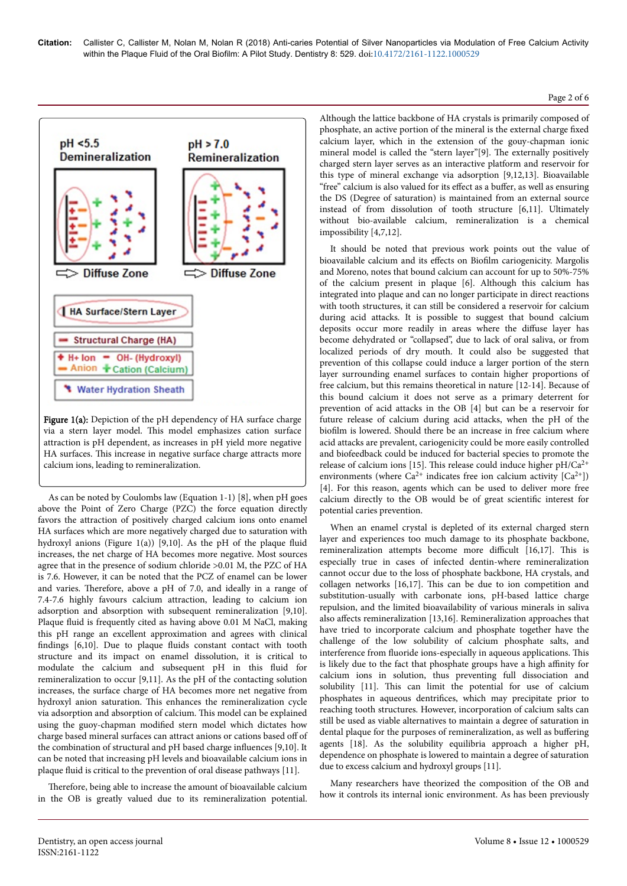Figure 1(a): Depiction of the pH dependency of HA surface charge via a stern layer model. This model emphasizes cation surface attraction is pH dependent, as increases in pH yield more negative HA surfaces. This increase in negative surface charge attracts more calcium ions, leading to remineralization.

As can be noted by Coulombs law (Equation 1-1) [8], when pH goes above the Point of Zero Charge (PZC) the force equation directly favors the attraction of positively charged calcium ions onto enamel HA surfaces which are more negatively charged due to saturation with hydroxyl anions (Figure 1(a)) [9,10]. As the pH of the plaque fluid increases, the net charge of HA becomes more negative. Most sources agree that in the presence of sodium chloride >0.01 M, the PZC of HA is 7.6. However, it can be noted that the PCZ of enamel can be lower and varies. Therefore, above a pH of 7.0, and ideally in a range of 7.4-7.6 highly favours calcium attraction, leading to calcium ion adsorption and absorption with subsequent remineralization [9,10]. Plaque fluid is frequently cited as having above 0.01 M NaCl, making this pH range an excellent approximation and agrees with clinical findings [6,10]. Due to plaque fluids constant contact with tooth structure and its impact on enamel dissolution, it is critical to modulate the calcium and subsequent pH in this fluid for remineralization to occur [9,11]. As the pH of the contacting solution increases, the surface charge of HA becomes more net negative from hydroxyl anion saturation. This enhances the remineralization cycle via adsorption and absorption of calcium. This model can be explained using the guoy-chapman modified stern model which dictates how charge based mineral surfaces can attract anions or cations based off of the combination of structural and pH based charge influences [9,10]. It can be noted that increasing pH levels and bioavailable calcium ions in plaque fluid is critical to the prevention of oral disease pathways [11].

Therefore, being able to increase the amount of bioavailable calcium in the OB is greatly valued due to its remineralization potential. Although the lattice backbone of HA crystals is primarily composed of phosphate, an active portion of the mineral is the external charge fixed calcium layer, which in the extension of the gouy-chapman ionic mineral model is called the "stern layer"[9]. The externally positively charged stern layer serves as an interactive platform and reservoir for this type of mineral exchange via adsorption [9,12,13]. Bioavailable "free" calcium is also valued for its effect as a buffer, as well as ensuring the DS (Degree of saturation) is maintained from an external source instead of from dissolution of tooth structure [6,11]. Ultimately without bio-available calcium, remineralization is a chemical impossibility [4,7,12].

It should be noted that previous work points out the value of bioavailable calcium and its effects on Biofilm cariogenicity. Margolis and Moreno, notes that bound calcium can account for up to 50%-75% of the calcium present in plaque [6]. Although this calcium has integrated into plaque and can no longer participate in direct reactions with tooth structures, it can still be considered a reservoir for calcium during acid attacks. It is possible to suggest that bound calcium deposits occur more readily in areas where the diffuse layer has become dehydrated or "collapsed", due to lack of oral saliva, or from localized periods of dry mouth. It could also be suggested that prevention of this collapse could induce a larger portion of the stern layer surrounding enamel surfaces to contain higher proportions of free calcium, but this remains theoretical in nature [12-14]. Because of this bound calcium it does not serve as a primary deterrent for prevention of acid attacks in the OB [4] but can be a reservoir for future release of calcium during acid attacks, when the pH of the biofilm is lowered. Should there be an increase in free calcium where acid attacks are prevalent, cariogenicity could be more easily controlled and biofeedback could be induced for bacterial species to promote the release of calcium ions [15]. This release could induce higher pH/$Ca^{2+}$ environments (where $Ca^{2+}$ indicates free ion calcium activity [$Ca^{2+}$]) [4]. For this reason, agents which can be used to deliver more free calcium directly to the OB would be of great scientific interest for potential caries prevention.

When an enamel crystal is depleted of its external charged stern layer and experiences too much damage to its phosphate backbone, remineralization attempts become more difficult [16,17]. This is especially true in cases of infected dentin-where remineralization cannot occur due to the loss of phosphate backbone, HA crystals, and collagen networks [16,17]. This can be due to ion competition and substitution-usually with carbonate ions, pH-based lattice charge repulsion, and the limited bioavailability of various minerals in saliva also affects remineralization [13,16]. Remineralization approaches that have tried to incorporate calcium and phosphate together have the challenge of the low solubility of calcium phosphate salts, and interference from fluoride ions-especially in aqueous applications. This is likely due to the fact that phosphate groups have a high affinity for calcium ions in solution, thus preventing full dissociation and solubility [11]. This can limit the potential for use of calcium phosphates in aqueous dentrifices, which may precipitate prior to reaching tooth structures. However, incorporation of calcium salts can still be used as viable alternatives to maintain a degree of saturation in dental plaque for the purposes of remineralization, as well as buffering agents [18]. As the solubility equilibria approach a higher pH, dependence on phosphate is lowered to maintain a degree of saturation due to excess calcium and hydroxyl groups [11].

Many researchers have theorized the composition of the OB and how it controls its internal ionic environment. As has been previously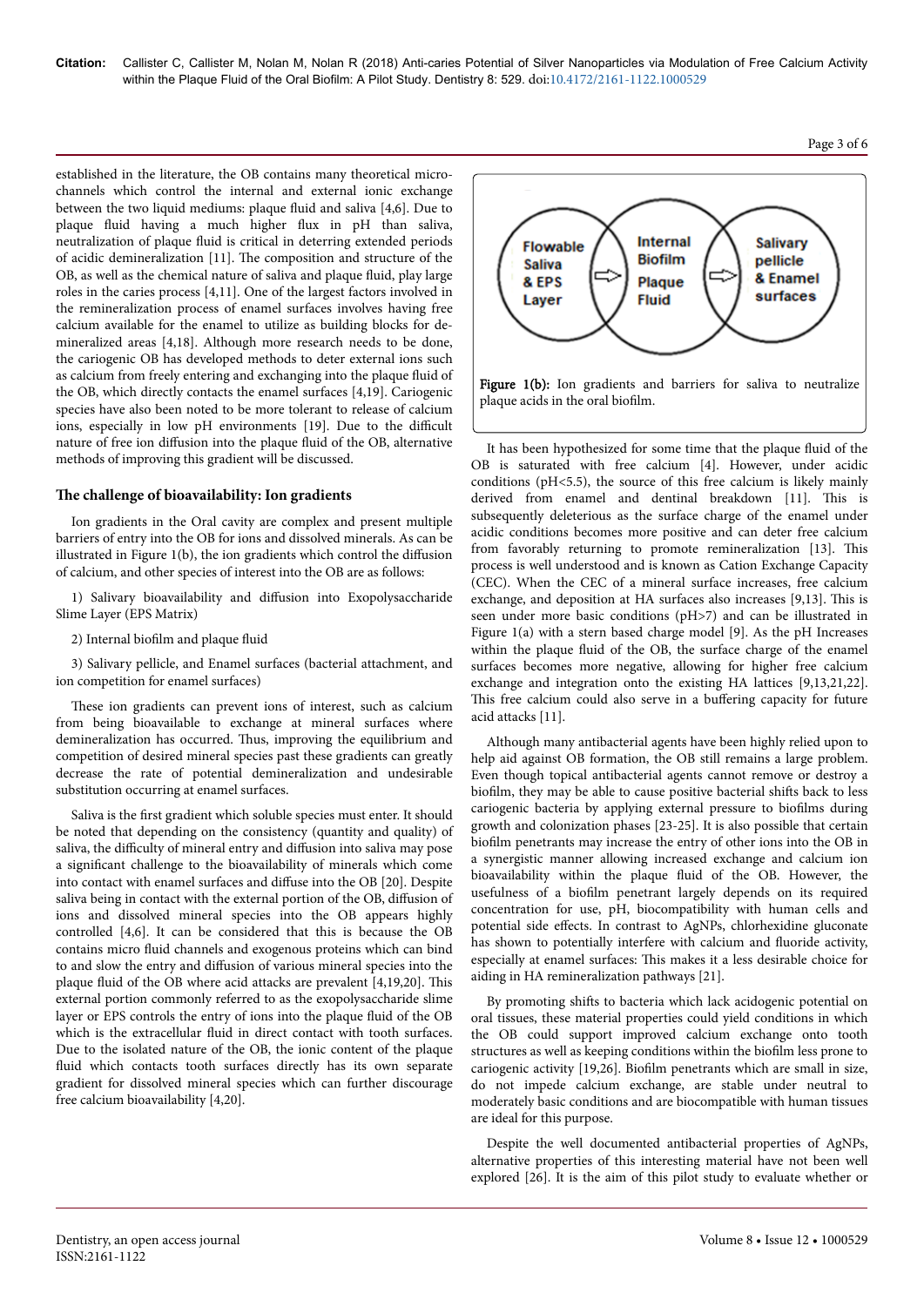established in the literature, the OB contains many theoretical micro-channels which control the internal and external ionic exchange between the two liquid mediums: plaque fluid and saliva [4,6]. Due to plaque fluid having a much higher flux in pH than saliva, neutralization of plaque fluid is critical in deterring extended periods of acidic demineralization [11]. The composition and structure of the OB, as well as the chemical nature of saliva and plaque fluid, play large roles in the caries process [4,11]. One of the largest factors involved in the remineralization process of enamel surfaces involves having free calcium available for the enamel to utilize as building blocks for de-mineralized areas [4,18]. Although more research needs to be done, the cariogenic OB has developed methods to deter external ions such as calcium from freely entering and exchanging into the plaque fluid of the OB, which directly contacts the enamel surfaces [4,19]. Cariogenic species have also been noted to be more tolerant to release of calcium ions, especially in low pH environments [19]. Due to the difficult nature of free ion diffusion into the plaque fluid of the OB, alternative methods of improving this gradient will be discussed.

## The challenge of bioavailability: Ion gradients

Ion gradients in the Oral cavity are complex and present multiple barriers of entry into the OB for ions and dissolved minerals. As can be illustrated in Figure 1(b), the ion gradients which control the diffusion of calcium, and other species of interest into the OB are as follows:

1) Salivary bioavailability and diffusion into Exopolysaccharide Slime Layer (EPS Matrix)

2) Internal biofilm and plaque fluid

3) Salivary pellicle, and Enamel surfaces (bacterial attachment, and ion competition for enamel surfaces)

These ion gradients can prevent ions of interest, such as calcium from being bioavailable to exchange at mineral surfaces where demineralization has occurred. Thus, improving the equilibrium and competition of desired mineral species past these gradients can greatly decrease the rate of potential demineralization and undesirable substitution occurring at enamel surfaces.

Saliva is the first gradient which soluble species must enter. It should be noted that depending on the consistency (quantity and quality) of saliva, the difficulty of mineral entry and diffusion into saliva may pose a significant challenge to the bioavailability of minerals which come into contact with enamel surfaces and diffuse into the OB [20]. Despite saliva being in contact with the external portion of the OB, diffusion of ions and dissolved mineral species into the OB appears highly controlled [4,6]. It can be considered that this is because the OB contains micro fluid channels and exogenous proteins which can bind to and slow the entry and diffusion of various mineral species into the plaque fluid of the OB where acid attacks are prevalent [4,19,20]. This external portion commonly referred to as the exopolysaccharide slime layer or EPS controls the entry of ions into the plaque fluid of the OB which is the extracellular fluid in direct contact with tooth surfaces. Due to the isolated nature of the OB, the ionic content of the plaque fluid which contacts tooth surfaces directly has its own separate gradient for dissolved mineral species which can further discourage free calcium bioavailability [4,20].

Flowable Saliva & EPS Layer ⇨ Internal Biofilm Plaque Fluid ⇨ Salivary pellicle & Enamel surfaces

**Figure 1(b):** Ion gradients and barriers for saliva to neutralize plaque acids in the oral biofilm.

It has been hypothesized for some time that the plaque fluid of the OB is saturated with free calcium [4]. However, under acidic conditions (pH<5.5), the source of this free calcium is likely mainly derived from enamel and dentinal breakdown [11]. This is subsequently deleterious as the surface charge of the enamel under acidic conditions becomes more positive and can deter free calcium from favorably returning to promote remineralization [13]. This process is well understood and is known as Cation Exchange Capacity (CEC). When the CEC of a mineral surface increases, free calcium exchange, and deposition at HA surfaces also increases [9,13]. This is seen under more basic conditions (pH>7) and can be illustrated in Figure 1(a) with a stern based charge model [9]. As the pH Increases within the plaque fluid of the OB, the surface charge of the enamel surfaces becomes more negative, allowing for higher free calcium exchange and integration onto the existing HA lattices [9,13,21,22]. This free calcium could also serve in a buffering capacity for future acid attacks [11].

Although many antibacterial agents have been highly relied upon to help aid against OB formation, the OB still remains a large problem. Even though topical antibacterial agents cannot remove or destroy a biofilm, they may be able to cause positive bacterial shifts back to less cariogenic bacteria by applying external pressure to biofilms during growth and colonization phases [23-25]. It is also possible that certain biofilm penetrants may increase the entry of other ions into the OB in a synergistic manner allowing increased exchange and calcium ion bioavailability within the plaque fluid of the OB. However, the usefulness of a biofilm penetrant largely depends on its required concentration for use, pH, biocompatibility with human cells and potential side effects. In contrast to AgNPs, chlorhexidine gluconate has shown to potentially interfere with calcium and fluoride activity, especially at enamel surfaces: This makes it a less desirable choice for aiding in HA remineralization pathways [21].

By promoting shifts to bacteria which lack acidogenic potential on oral tissues, these material properties could yield conditions in which the OB could support improved calcium exchange onto tooth structures as well as keeping conditions within the biofilm less prone to cariogenic activity [19,26]. Biofilm penetrants which are small in size, do not impede calcium exchange, are stable under neutral to moderately basic conditions and are biocompatible with human tissues are ideal for this purpose.

Despite the well documented antibacterial properties of AgNPs, alternative properties of this interesting material have not been well explored [26]. It is the aim of this pilot study to evaluate whether or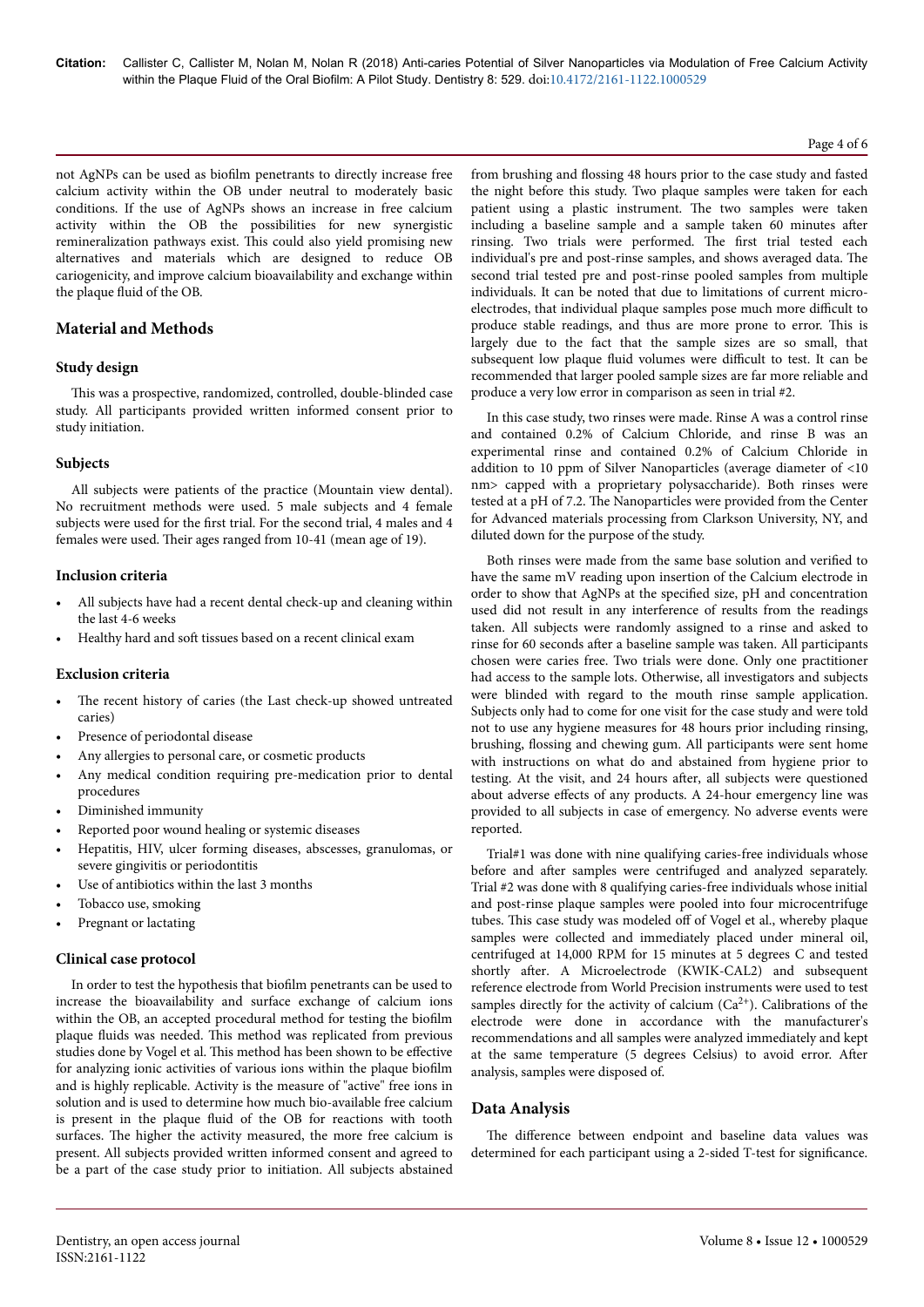not AgNPs can be used as biofilm penetrants to directly increase free calcium activity within the OB under neutral to moderately basic conditions. If the use of AgNPs shows an increase in free calcium activity within the OB the possibilities for new synergistic remineralization pathways exist. This could also yield promising new alternatives and materials which are designed to reduce OB cariogenicity, and improve calcium bioavailability and exchange within the plaque fluid of the OB.

## Material and Methods

### Study design

This was a prospective, randomized, controlled, double-blinded case study. All participants provided written informed consent prior to study initiation.

### Subjects

All subjects were patients of the practice (Mountain view dental). No recruitment methods were used. 5 male subjects and 4 female subjects were used for the first trial. For the second trial, 4 males and 4 females were used. Their ages ranged from 10-41 (mean age of 19).

### Inclusion criteria

- All subjects have had a recent dental check-up and cleaning within the last 4-6 weeks
- Healthy hard and soft tissues based on a recent clinical exam

### Exclusion criteria

- The recent history of caries (the Last check-up showed untreated caries)
- Presence of periodontal disease
- Any allergies to personal care, or cosmetic products
- Any medical condition requiring pre-medication prior to dental procedures
- Diminished immunity
- Reported poor wound healing or systemic diseases
- Hepatitis, HIV, ulcer forming diseases, abscesses, granulomas, or severe gingivitis or periodontitis
- Use of antibiotics within the last 3 months
- Tobacco use, smoking
- Pregnant or lactating

### Clinical case protocol

In order to test the hypothesis that biofilm penetrants can be used to increase the bioavailability and surface exchange of calcium ions within the OB, an accepted procedural method for testing the biofilm plaque fluids was needed. This method was replicated from previous studies done by Vogel et al. This method has been shown to be effective for analyzing ionic activities of various ions within the plaque biofilm and is highly replicable. Activity is the measure of "active" free ions in solution and is used to determine how much bio-available free calcium is present in the plaque fluid of the OB for reactions with tooth surfaces. The higher the activity measured, the more free calcium is present. All subjects provided written informed consent and agreed to be a part of the case study prior to initiation. All subjects abstained from brushing and flossing 48 hours prior to the case study and fasted the night before this study. Two plaque samples were taken for each patient using a plastic instrument. The two samples were taken including a baseline sample and a sample taken 60 minutes after rinsing. Two trials were performed. The first trial tested each individual's pre and post-rinse samples, and shows averaged data. The second trial tested pre and post-rinse pooled samples from multiple individuals. It can be noted that due to limitations of current micro-electrodes, that individual plaque samples pose much more difficult to produce stable readings, and thus are more prone to error. This is largely due to the fact that the sample sizes are so small, that subsequent low plaque fluid volumes were difficult to test. It can be recommended that larger pooled sample sizes are far more reliable and produce a very low error in comparison as seen in trial #2.

In this case study, two rinses were made. Rinse A was a control rinse and contained 0.2% of Calcium Chloride, and rinse B was an experimental rinse and contained 0.2% of Calcium Chloride in addition to 10 ppm of Silver Nanoparticles (average diameter of <10 nm> capped with a proprietary polysaccharide). Both rinses were tested at a pH of 7.2. The Nanoparticles were provided from the Center for Advanced materials processing from Clarkson University, NY, and diluted down for the purpose of the study.

Both rinses were made from the same base solution and verified to have the same mV reading upon insertion of the Calcium electrode in order to show that AgNPs at the specified size, pH and concentration used did not result in any interference of results from the readings taken. All subjects were randomly assigned to a rinse and asked to rinse for 60 seconds after a baseline sample was taken. All participants chosen were caries free. Two trials were done. Only one practitioner had access to the sample lots. Otherwise, all investigators and subjects were blinded with regard to the mouth rinse sample application. Subjects only had to come for one visit for the case study and were told not to use any hygiene measures for 48 hours prior including rinsing, brushing, flossing and chewing gum. All participants were sent home with instructions on what do and abstained from hygiene prior to testing. At the visit, and 24 hours after, all subjects were questioned about adverse effects of any products. A 24-hour emergency line was provided to all subjects in case of emergency. No adverse events were reported.

Trial#1 was done with nine qualifying caries-free individuals whose before and after samples were centrifuged and analyzed separately. Trial #2 was done with 8 qualifying caries-free individuals whose initial and post-rinse plaque samples were pooled into four microcentrifuge tubes. This case study was modeled off of Vogel et al., whereby plaque samples were collected and immediately placed under mineral oil, centrifuged at 14,000 RPM for 15 minutes at 5 degrees C and tested shortly after. A Microelectrode (KWIK-CAL2) and subsequent reference electrode from World Precision instruments were used to test samples directly for the activity of calcium ($Ca^{2+}$). Calibrations of the electrode were done in accordance with the manufacturer's recommendations and all samples were analyzed immediately and kept at the same temperature (5 degrees Celsius) to avoid error. After analysis, samples were disposed of.

## Data Analysis

The difference between endpoint and baseline data values was determined for each participant using a 2-sided T-test for significance.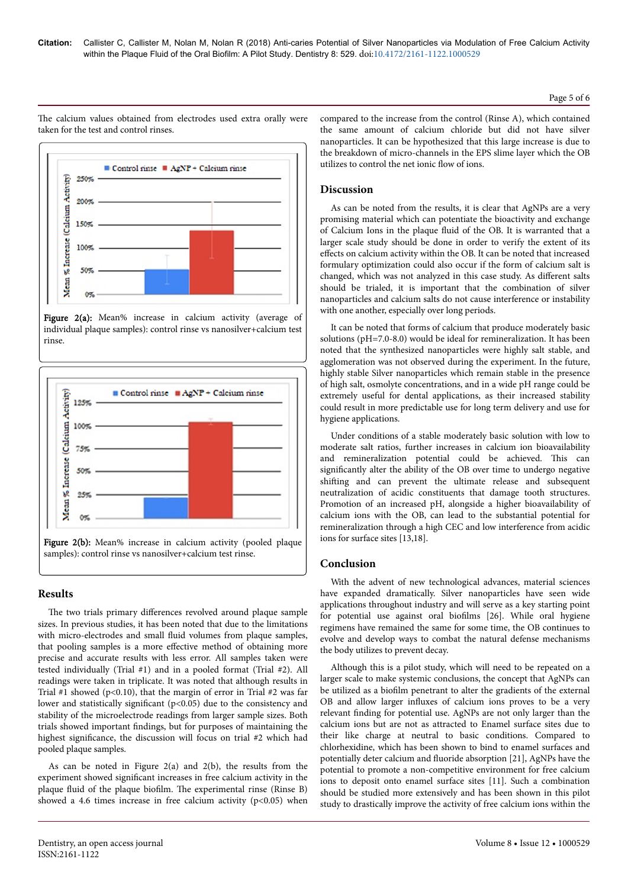The calcium values obtained from electrodes used extra orally were taken for the test and control rinses.

**Figure 2(a):** Mean% increase in calcium activity (average of individual plaque samples): control rinse vs nanosilver+calcium test rinse.

**Figure 2(b):** Mean% increase in calcium activity (pooled plaque samples): control rinse vs nanosilver+calcium test rinse.

## Results

The two trials primary differences revolved around plaque sample sizes. In previous studies, it has been noted that due to the limitations with micro-electrodes and small fluid volumes from plaque samples, that pooling samples is a more effective method of obtaining more precise and accurate results with less error. All samples taken were tested individually (Trial #1) and in a pooled format (Trial #2). All readings were taken in triplicate. It was noted that although results in Trial #1 showed ($p<0.10$), that the margin of error in Trial #2 was far lower and statistically significant ($p<0.05$) due to the consistency and stability of the microelectrode readings from larger sample sizes. Both trials showed important findings, but for purposes of maintaining the highest significance, the discussion will focus on trial #2 which had pooled plaque samples.

As can be noted in Figure 2(a) and 2(b), the results from the experiment showed significant increases in free calcium activity in the plaque fluid of the plaque biofilm. The experimental rinse (Rinse B) showed a 4.6 times increase in free calcium activity ($p<0.05$) when compared to the increase from the control (Rinse A), which contained the same amount of calcium chloride but did not have silver nanoparticles. It can be hypothesized that this large increase is due to the breakdown of micro-channels in the EPS slime layer which the OB utilizes to control the net ionic flow of ions.

## Discussion

As can be noted from the results, it is clear that AgNPs are a very promising material which can potentiate the bioactivity and exchange of Calcium Ions in the plaque fluid of the OB. It is warranted that a larger scale study should be done in order to verify the extent of its effects on calcium activity within the OB. It can be noted that increased formulary optimization could also occur if the form of calcium salt is changed, which was not analyzed in this case study. As different salts should be trialed, it is important that the combination of silver nanoparticles and calcium salts do not cause interference or instability with one another, especially over long periods.

It can be noted that forms of calcium that produce moderately basic solutions (pH=7.0-8.0) would be ideal for remineralization. It has been noted that the synthesized nanoparticles were highly salt stable, and agglomeration was not observed during the experiment. In the future, highly stable Silver nanoparticles which remain stable in the presence of high salt, osmolyte concentrations, and in a wide pH range could be extremely useful for dental applications, as their increased stability could result in more predictable use for long term delivery and use for hygiene applications.

Under conditions of a stable moderately basic solution with low to moderate salt ratios, further increases in calcium ion bioavailability and remineralization potential could be achieved. This can significantly alter the ability of the OB over time to undergo negative shifting and can prevent the ultimate release and subsequent neutralization of acidic constituents that damage tooth structures. Promotion of an increased pH, alongside a higher bioavailability of calcium ions with the OB, can lead to the substantial potential for remineralization through a high CEC and low interference from acidic ions for surface sites [13,18].

## Conclusion

With the advent of new technological advances, material sciences have expanded dramatically. Silver nanoparticles have seen wide applications throughout industry and will serve as a key starting point for potential use against oral biofilms [26]. While oral hygiene regimens have remained the same for some time, the OB continues to evolve and develop ways to combat the natural defense mechanisms the body utilizes to prevent decay.

Although this is a pilot study, which will need to be repeated on a larger scale to make systemic conclusions, the concept that AgNPs can be utilized as a biofilm penetrant to alter the gradients of the external OB and allow larger influxes of calcium ions proves to be a very relevant finding for potential use. AgNPs are not only larger than the calcium ions but are not as attracted to Enamel surface sites due to their like charge at neutral to basic conditions. Compared to chlorhexidine, which has been shown to bind to enamel surfaces and potentially deter calcium and fluoride absorption [21], AgNPs have the potential to promote a non-competitive environment for free calcium ions to deposit onto enamel surface sites [11]. Such a combination should be studied more extensively and has been shown in this pilot study to drastically improve the activity of free calcium ions within the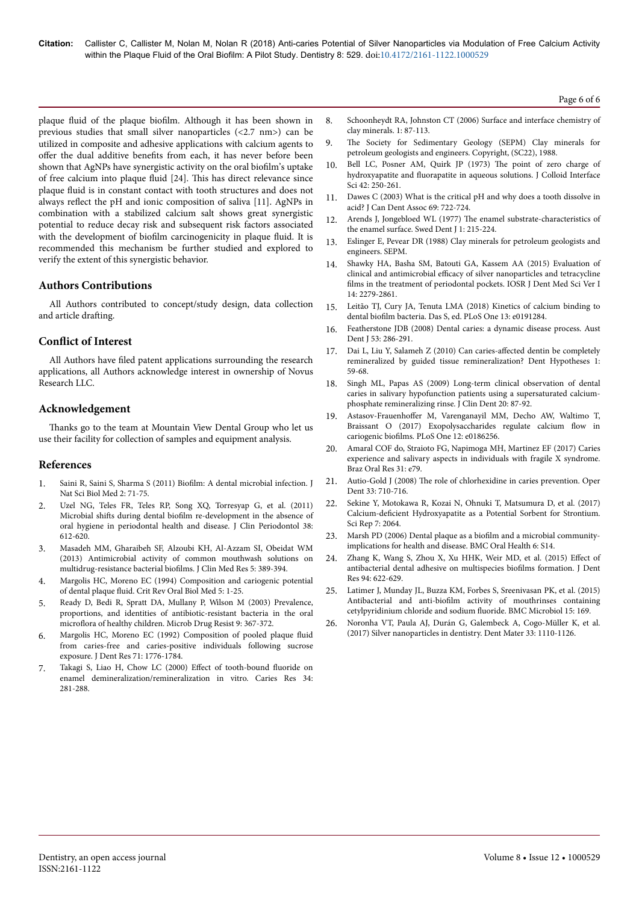plaque fluid of the plaque biofilm. Although it has been shown in previous studies that small silver nanoparticles (<2.7 nm>) can be utilized in composite and adhesive applications with calcium agents to offer the dual additive benefits from each, it has never before been shown that AgNPs have synergistic activity on the oral biofilm's uptake of free calcium into plaque fluid [24]. This has direct relevance since plaque fluid is in constant contact with tooth structures and does not always reflect the pH and ionic composition of saliva [11]. AgNPs in combination with a stabilized calcium salt shows great synergistic potential to reduce decay risk and subsequent risk factors associated with the development of biofilm carcinogenicity in plaque fluid. It is recommended this mechanism be further studied and explored to verify the extent of this synergistic behavior.

## Authors Contributions

All Authors contributed to concept/study design, data collection and article drafting.

## Conflict of Interest

All Authors have filed patent applications surrounding the research applications, all Authors acknowledge interest in ownership of Novus Research LLC.

## Acknowledgement

Thanks go to the team at Mountain View Dental Group who let us use their facility for collection of samples and equipment analysis.

## References

1. Saini R, Saini S, Sharma S (2011) Biofilm: A dental microbial infection. J Nat Sci Biol Med 2: 71-75.
2. Uzel NG, Teles FR, Teles RP, Song XQ, Torresyap G, et al. (2011) Microbial shifts during dental biofilm re-development in the absence of oral hygiene in periodontal health and disease. J Clin Periodontol 38: 612-620.
3. Masadeh MM, Gharaibeh SF, Alzoubi KH, Al-Azzam SI, Obeidat WM (2013) Antimicrobial activity of common mouthwash solutions on multidrug-resistance bacterial biofilms. J Clin Med Res 5: 389-394.
4. Margolis HC, Moreno EC (1994) Composition and cariogenic potential of dental plaque fluid. Crit Rev Oral Biol Med 5: 1-25.
5. Ready D, Bedi R, Spratt DA, Mullany P, Wilson M (2003) Prevalence, proportions, and identities of antibiotic-resistant bacteria in the oral microflora of healthy children. Microb Drug Resist 9: 367-372.
6. Margolis HC, Moreno EC (1992) Composition of pooled plaque fluid from caries-free and caries-positive individuals following sucrose exposure. J Dent Res 71: 1776-1784.
7. Takagi S, Liao H, Chow LC (2000) Effect of tooth-bound fluoride on enamel demineralization/remineralization in vitro. Caries Res 34: 281-288.
8. Schoonheydt RA, Johnston CT (2006) Surface and interface chemistry of clay minerals. 1: 87-113.
9. The Society for Sedimentary Geology (SEPM) Clay minerals for petroleum geologists and engineers. Copyright, (SC22), 1988.
10. Bell LC, Posner AM, Quirk JP (1973) The point of zero charge of hydroxyapatite and fluorapatite in aqueous solutions. J Colloid Interface Sci 42: 250-261.
11. Dawes C (2003) What is the critical pH and why does a tooth dissolve in acid? J Can Dent Assoc 69: 722-724.
12. Arends J, Jongebloed WL (1977) The enamel substrate-characteristics of the enamel surface. Swed Dent J 1: 215-224.
13. Eslinger E, Pevear DR (1988) Clay minerals for petroleum geologists and engineers. SEPM.
14. Shawky HA, Basha SM, Batouti GA, Kassem AA (2015) Evaluation of clinical and antimicrobial efficacy of silver nanoparticles and tetracycline films in the treatment of periodontal pockets. IOSR J Dent Med Sci Ver I 14: 2279-2861.
15. Leitão TJ, Cury JA, Tenuta LMA (2018) Kinetics of calcium binding to dental biofilm bacteria. Das S, ed. PLoS One 13: e0191284.
16. Featherstone JDB (2008) Dental caries: a dynamic disease process. Aust Dent J 53: 286-291.
17. Dai L, Liu Y, Salameh Z (2010) Can caries-affected dentin be completely remineralized by guided tissue remineralization? Dent Hypotheses 1: 59-68.
18. Singh ML, Papas AS (2009) Long-term clinical observation of dental caries in salivary hypofunction patients using a supersaturated calcium-phosphate remineralizing rinse. J Clin Dent 20: 87-92.
19. Astasov-Frauenhoffer M, Varenganayil MM, Decho AW, Waltimo T, Braissant O (2017) Exopolysaccharides regulate calcium flow in cariogenic biofilms. PLoS One 12: e0186256.
20. Amaral COF do, Straioto FG, Napimoga MH, Martinez EF (2017) Caries experience and salivary aspects in individuals with fragile X syndrome. Braz Oral Res 31: e79.
21. Autio-Gold J (2008) The role of chlorhexidine in caries prevention. Oper Dent 33: 710-716.
22. Sekine Y, Motokawa R, Kozai N, Ohnuki T, Matsumura D, et al. (2017) Calcium-deficient Hydroxyapatite as a Potential Sorbent for Strontium. Sci Rep 7: 2064.
23. Marsh PD (2006) Dental plaque as a biofilm and a microbial community-implications for health and disease. BMC Oral Health 6: S14.
24. Zhang K, Wang S, Zhou X, Xu HHK, Weir MD, et al. (2015) Effect of antibacterial dental adhesive on multispecies biofilms formation. J Dent Res 94: 622-629.
25. Latimer J, Munday JL, Buzza KM, Forbes S, Sreenivasan PK, et al. (2015) Antibacterial and anti-biofilm activity of mouthrinses containing cetylpyridinium chloride and sodium fluoride. BMC Microbiol 15: 169.
26. Noronha VT, Paula AJ, Durán G, Galembeck A, Cogo-Müller K, et al. (2017) Silver nanoparticles in dentistry. Dent Mater 33: 1110-1126.